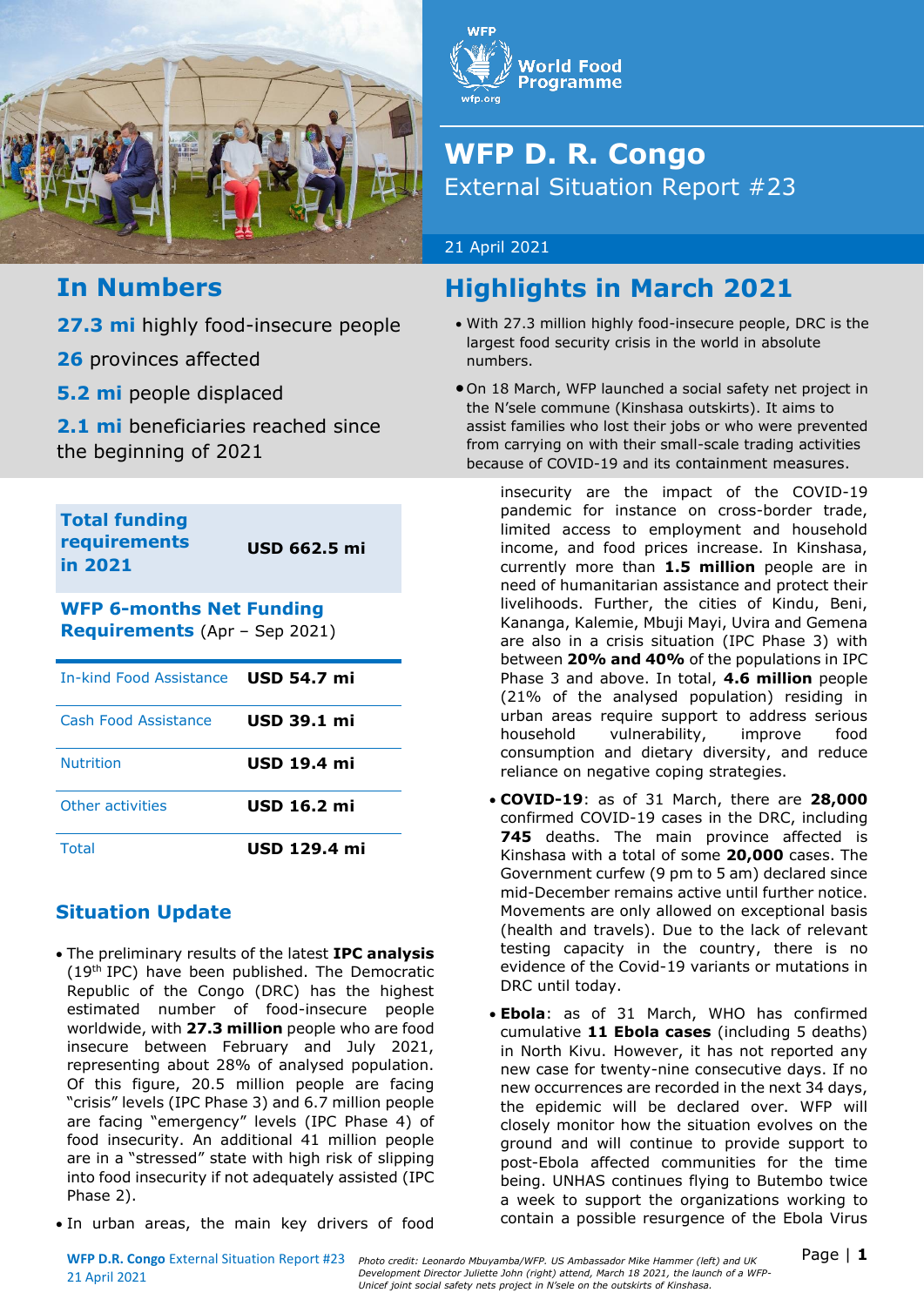# WFP D. R. Congo

External Situation Report #23

21 April 2021

## In Numbers

**27.3 mi** highly food-insecure people

**26** provinces affected

**5.2 mi** people displaced

**2.1 mi** beneficiaries reached since the beginning of 2021

| Total funding requirements in 2021 | USD 662.5 mi |
|---|---|

**WFP 6-months Net Funding Requirements** (Apr – Sep 2021)

| | |
|---|---|
| In-kind Food Assistance | **USD 54.7 mi** |
| Cash Food Assistance | **USD 39.1 mi** |
| Nutrition | **USD 19.4 mi** |
| Other activities | **USD 16.2 mi** |
| Total | **USD 129.4 mi** |

## Highlights in March 2021

- With 27.3 million highly food-insecure people, DRC is the largest food security crisis in the world in absolute numbers.
- On 18 March, WFP launched a social safety net project in the N'sele commune (Kinshasa outskirts). It aims to assist families who lost their jobs or who were prevented from carrying on with their small-scale trading activities because of COVID-19 and its containment measures.

## Situation Update

- The preliminary results of the latest **IPC analysis** (19th IPC) have been published. The Democratic Republic of the Congo (DRC) has the highest estimated number of food-insecure people worldwide, with **27.3 million** people who are food insecure between February and July 2021, representing about 28% of analysed population. Of this figure, 20.5 million people are facing "crisis" levels (IPC Phase 3) and 6.7 million people are facing "emergency" levels (IPC Phase 4) of food insecurity. An additional 41 million people are in a "stressed" state with high risk of slipping into food insecurity if not adequately assisted (IPC Phase 2).
- In urban areas, the main key drivers of food insecurity are the impact of the COVID-19 pandemic for instance on cross-border trade, limited access to employment and household income, and food prices increase. In Kinshasa, currently more than **1.5 million** people are in need of humanitarian assistance and protect their livelihoods. Further, the cities of Kindu, Beni, Kananga, Kalemie, Mbuji Mayi, Uvira and Gemena are also in a crisis situation (IPC Phase 3) with between **20% and 40%** of the populations in IPC Phase 3 and above. In total, **4.6 million** people (21% of the analysed population) residing in urban areas require support to address serious household vulnerability, improve food consumption and dietary diversity, and reduce reliance on negative coping strategies.
- **COVID-19**: as of 31 March, there are **28,000** confirmed COVID-19 cases in the DRC, including **745** deaths. The main province affected is Kinshasa with a total of some **20,000** cases. The Government curfew (9 pm to 5 am) declared since mid-December remains active until further notice. Movements are only allowed on exceptional basis (health and travels). Due to the lack of relevant testing capacity in the country, there is no evidence of the Covid-19 variants or mutations in DRC until today.
- **Ebola**: as of 31 March, WHO has confirmed cumulative **11 Ebola cases** (including 5 deaths) in North Kivu. However, it has not reported any new case for twenty-nine consecutive days. If no new occurrences are recorded in the next 34 days, the epidemic will be declared over. WFP will closely monitor how the situation evolves on the ground and will continue to provide support to post-Ebola affected communities for the time being. UNHAS continues flying to Butembo twice a week to support the organizations working to contain a possible resurgence of the Ebola Virus

*Photo credit: Leonardo Mbuyamba/WFP. US Ambassador Mike Hammer (left) and UK Development Director Juliette John (right) attend, March 18 2021, the launch of a WFP-Unicef joint social safety nets project in N'sele on the outskirts of Kinshasa.*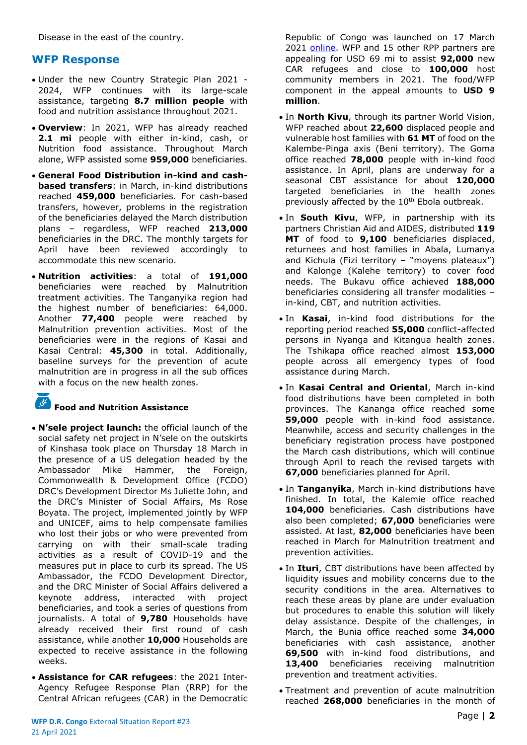Disease in the east of the country.

## WFP Response

- Under the new Country Strategic Plan 2021 - 2024, WFP continues with its large-scale assistance, targeting **8.7 million people** with food and nutrition assistance throughout 2021.
- **Overview**: In 2021, WFP has already reached **2.1 mi** people with either in-kind, cash, or Nutrition food assistance. Throughout March alone, WFP assisted some **959,000** beneficiaries.
- **General Food Distribution in-kind and cash-based transfers**: in March, in-kind distributions reached **459,000** beneficiaries. For cash-based transfers, however, problems in the registration of the beneficiaries delayed the March distribution plans – regardless, WFP reached **213,000** beneficiaries in the DRC. The monthly targets for April have been reviewed accordingly to accommodate this new scenario.
- **Nutrition activities**: a total of **191,000** beneficiaries were reached by Malnutrition treatment activities. The Tanganyika region had the highest number of beneficiaries: 64,000. Another **77,400** people were reached by Malnutrition prevention activities. Most of the beneficiaries were in the regions of Kasai and Kasai Central: **45,300** in total. Additionally, baseline surveys for the prevention of acute malnutrition are in progress in all the sub offices with a focus on the new health zones.

### Food and Nutrition Assistance

- **N'sele project launch:** the official launch of the social safety net project in N'sele on the outskirts of Kinshasa took place on Thursday 18 March in the presence of a US delegation headed by the Ambassador Mike Hammer, the Foreign, Commonwealth & Development Office (FCDO) DRC's Development Director Ms Juliette John, and the DRC's Minister of Social Affairs, Ms Rose Boyata. The project, implemented jointly by WFP and UNICEF, aims to help compensate families who lost their jobs or who were prevented from carrying on with their small-scale trading activities as a result of COVID-19 and the measures put in place to curb its spread. The US Ambassador, the FCDO Development Director, and the DRC Minister of Social Affairs delivered a keynote address, interacted with project beneficiaries, and took a series of questions from journalists. A total of **9,780** Households have already received their first round of cash assistance, while another **10,000** Households are expected to receive assistance in the following weeks.
- **Assistance for CAR refugees**: the 2021 Inter-Agency Refugee Response Plan (RRP) for the Central African refugees (CAR) in the Democratic Republic of Congo was launched on 17 March 2021 online. WFP and 15 other RPP partners are appealing for USD 69 mi to assist **92,000** new CAR refugees and close to **100,000** host community members in 2021. The food/WFP component in the appeal amounts to **USD 9 million**.
- In **North Kivu**, through its partner World Vision, WFP reached about **22,600** displaced people and vulnerable host families with **61 MT** of food on the Kalembe-Pinga axis (Beni territory). The Goma office reached **78,000** people with in-kind food assistance. In April, plans are underway for a seasonal CBT assistance for about **120,000** targeted beneficiaries in the health zones previously affected by the 10th Ebola outbreak.
- In **South Kivu**, WFP, in partnership with its partners Christian Aid and AIDES, distributed **119 MT** of food to **9,100** beneficiaries displaced, returnees and host families in Abala, Lumanya and Kichula (Fizi territory – "moyens plateaux") and Kalonge (Kalehe territory) to cover food needs. The Bukavu office achieved **188,000** beneficiaries considering all transfer modalities – in-kind, CBT, and nutrition activities.
- In **Kasai**, in-kind food distributions for the reporting period reached **55,000** conflict-affected persons in Nyanga and Kitangua health zones. The Tshikapa office reached almost **153,000** people across all emergency types of food assistance during March.
- In **Kasai Central and Oriental**, March in-kind food distributions have been completed in both provinces. The Kananga office reached some **59,000** people with in-kind food assistance. Meanwhile, access and security challenges in the beneficiary registration process have postponed the March cash distributions, which will continue through April to reach the revised targets with **67,000** beneficiaries planned for April.
- In **Tanganyika**, March in-kind distributions have finished. In total, the Kalemie office reached **104,000** beneficiaries. Cash distributions have also been completed; **67,000** beneficiaries were assisted. At last, **82,000** beneficiaries have been reached in March for Malnutrition treatment and prevention activities.
- In **Ituri**, CBT distributions have been affected by liquidity issues and mobility concerns due to the security conditions in the area. Alternatives to reach these areas by plane are under evaluation but procedures to enable this solution will likely delay assistance. Despite of the challenges, in March, the Bunia office reached some **34,000** beneficiaries with cash assistance, another **69,500** with in-kind food distributions, and **13,400** beneficiaries receiving malnutrition prevention and treatment activities.
- Treatment and prevention of acute malnutrition reached **268,000** beneficiaries in the month of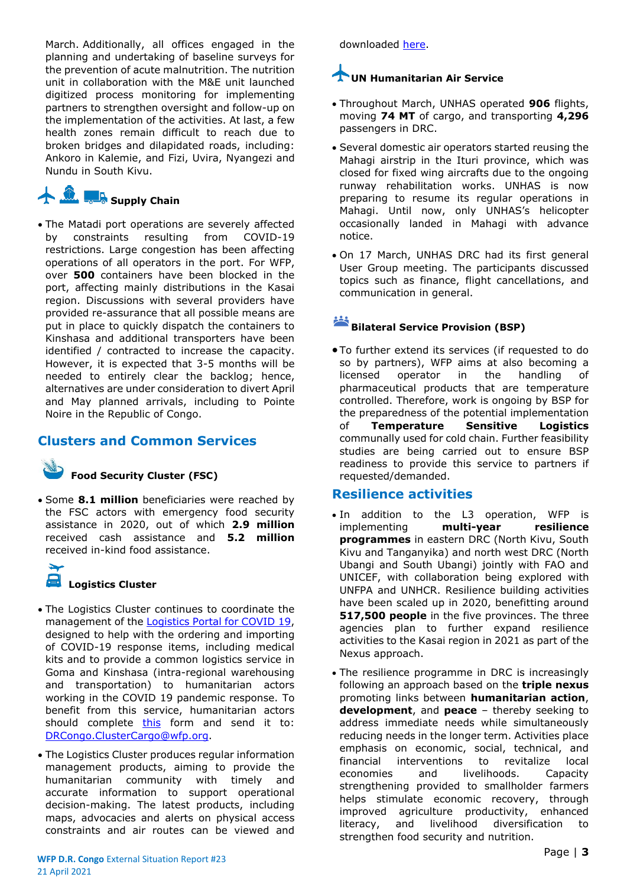March. Additionally, all offices engaged in the planning and undertaking of baseline surveys for the prevention of acute malnutrition. The nutrition unit in collaboration with the M&E unit launched digitized process monitoring for implementing partners to strengthen oversight and follow-up on the implementation of the activities. At last, a few health zones remain difficult to reach due to broken bridges and dilapidated roads, including: Ankoro in Kalemie, and Fizi, Uvira, Nyangezi and Nundu in South Kivu.

### Supply Chain

- The Matadi port operations are severely affected by constraints resulting from COVID-19 restrictions. Large congestion has been affecting operations of all operators in the port. For WFP, over **500** containers have been blocked in the port, affecting mainly distributions in the Kasai region. Discussions with several providers have provided re-assurance that all possible means are put in place to quickly dispatch the containers to Kinshasa and additional transporters have been identified / contracted to increase the capacity. However, it is expected that 3-5 months will be needed to entirely clear the backlog; hence, alternatives are under consideration to divert April and May planned arrivals, including to Pointe Noire in the Republic of Congo.

## Clusters and Common Services

### Food Security Cluster (FSC)

- Some **8.1 million** beneficiaries were reached by the FSC actors with emergency food security assistance in 2020, out of which **2.9 million** received cash assistance and **5.2 million** received in-kind food assistance.

### Logistics Cluster

- The Logistics Cluster continues to coordinate the management of the [Logistics Portal for COVID 19](), designed to help with the ordering and importing of COVID-19 response items, including medical kits and to provide a common logistics service in Goma and Kinshasa (intra-regional warehousing and transportation) to humanitarian actors working in the COVID 19 pandemic response. To benefit from this service, humanitarian actors should complete [this]() form and send it to: [DRCongo.ClusterCargo@wfp.org]().
- The Logistics Cluster produces regular information management products, aiming to provide the humanitarian community with timely and accurate information to support operational decision-making. The latest products, including maps, advocacies and alerts on physical access constraints and air routes can be viewed and downloaded [here]().

### UN Humanitarian Air Service

- Throughout March, UNHAS operated **906** flights, moving **74 MT** of cargo, and transporting **4,296** passengers in DRC.
- Several domestic air operators started reusing the Mahagi airstrip in the Ituri province, which was closed for fixed wing aircrafts due to the ongoing runway rehabilitation works. UNHAS is now preparing to resume its regular operations in Mahagi. Until now, only UNHAS's helicopter occasionally landed in Mahagi with advance notice.
- On 17 March, UNHAS DRC had its first general User Group meeting. The participants discussed topics such as finance, flight cancellations, and communication in general.

### Bilateral Service Provision (BSP)

- To further extend its services (if requested to do so by partners), WFP aims at also becoming a licensed operator in the handling of pharmaceutical products that are temperature controlled. Therefore, work is ongoing by BSP for the preparedness of the potential implementation of **Temperature Sensitive Logistics** communally used for cold chain. Further feasibility studies are being carried out to ensure BSP readiness to provide this service to partners if requested/demanded.

## Resilience activities

- In addition to the L3 operation, WFP is implementing **multi-year resilience programmes** in eastern DRC (North Kivu, South Kivu and Tanganyika) and north west DRC (North Ubangi and South Ubangi) jointly with FAO and UNICEF, with collaboration being explored with UNFPA and UNHCR. Resilience building activities have been scaled up in 2020, benefitting around **517,500 people** in the five provinces. The three agencies plan to further expand resilience activities to the Kasai region in 2021 as part of the Nexus approach.
- The resilience programme in DRC is increasingly following an approach based on the **triple nexus** promoting links between **humanitarian action**, **development**, and **peace** – thereby seeking to address immediate needs while simultaneously reducing needs in the longer term. Activities place emphasis on economic, social, technical, and financial interventions to revitalize local economies and livelihoods. Capacity strengthening provided to smallholder farmers helps stimulate economic recovery, through improved agriculture productivity, enhanced literacy, and livelihood diversification to strengthen food security and nutrition.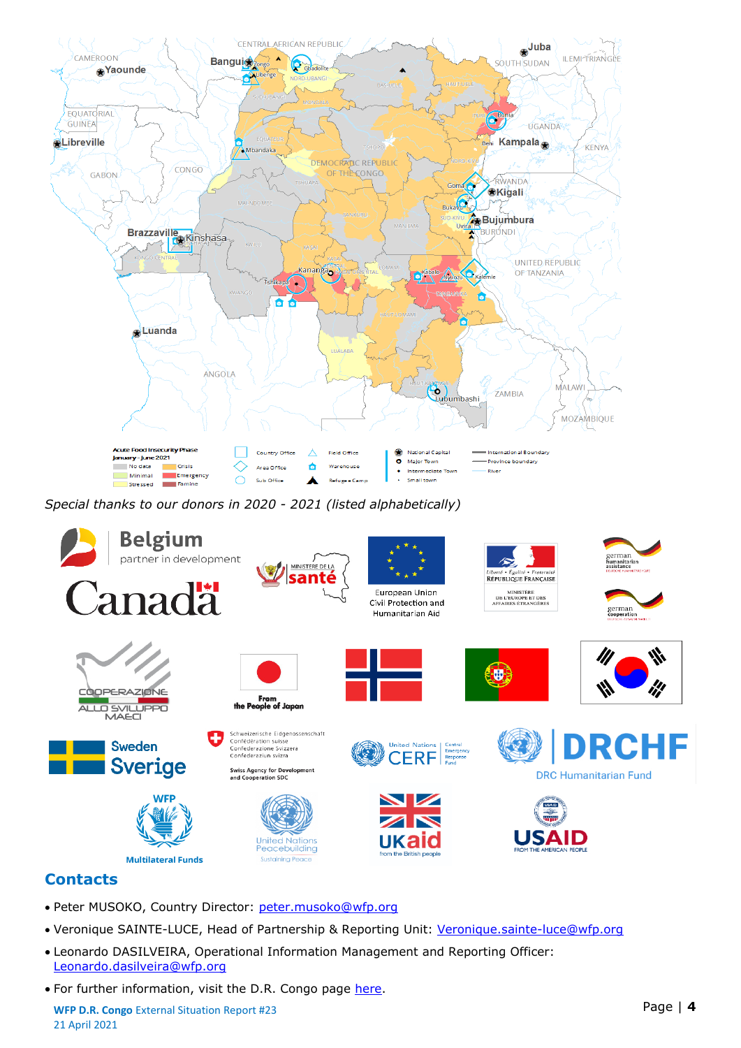Special thanks to our donors in 2020 - 2021 (listed alphabetically)

## Contacts

- Peter MUSOKO, Country Director: [peter.musoko@wfp.org](mailto:peter.musoko@wfp.org)
- Veronique SAINTE-LUCE, Head of Partnership & Reporting Unit: [Veronique.sainte-luce@wfp.org](mailto:Veronique.sainte-luce@wfp.org)
- Leonardo DASILVEIRA, Operational Information Management and Reporting Officer: [Leonardo.dasilveira@wfp.org](mailto:Leonardo.dasilveira@wfp.org)
- For further information, visit the D.R. Congo page here.